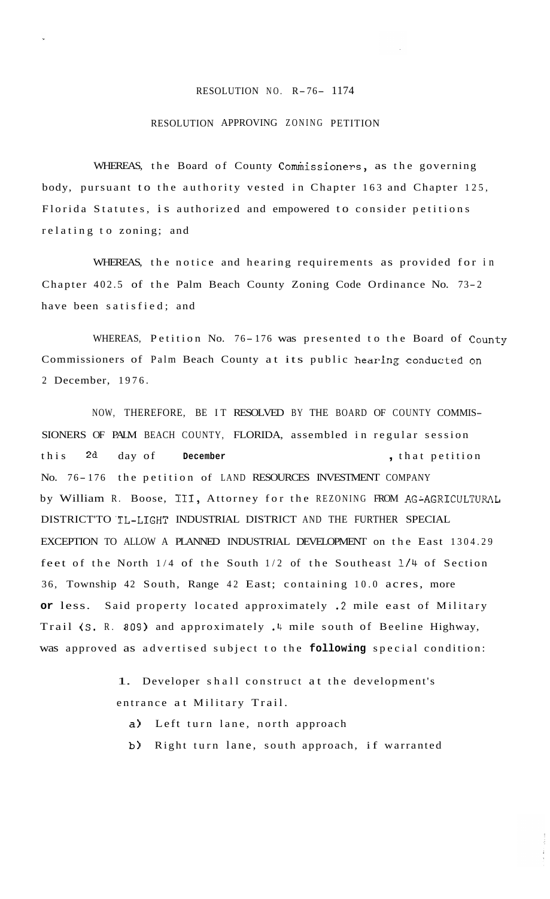RESOLUTION NO. R-76- 1174

RESOLUTION APPROVING ZONING PETITION

WHEREAS, the Board of County Commissioners, as the governing body, pursuant to the authority vested in Chapter 163 and Chapter 125, Florida Statutes, is authorized and empowered to consider petitions relating to zoning; and

WHEREAS, the notice and hearing requirements as provided for in Chapter 402.5 of the Palm Beach County Zoning Code Ordinance No. 73-2 have been satisfied; and

WHEREAS, Petition No. 76-176 was presented to the Board of County Commissioners of Palm Beach County at its public hearing conducted on 2 December, 1976.

NOW, THEREFORE, BE IT RESOLVED BY THE BOARD OF COUNTY COMMISSIONERS OF PALM BEACH COUNTY, FLORIDA, assembled in regular session this 2d day of **December** , that petition No. 76-176 the petition of LAND RESOURCES INVESTMENT COMPANY by William R. Boose, III, Attorney for the REZONING FROM AG-AGRICULTURAL DISTRICT TO IL-LIGHT INDUSTRIAL DISTRICT AND THE FURTHER SPECIAL EXCEPTION TO ALLOW A PLANNED INDUSTRIAL DEVELOPMENT on the East 1304.29 feet of the North 1/4 of the South 1/2 of the Southeast 1/4 of Section 36, Township 42 South, Range 42 East; containing 10.0 acres, more **or** less. Said property located approximately .2 mile east of Military Trail (S. R. 809) and approximately .4 mile south of Beeline Highway, was approved as advertised subject to the **following** special condition:

1. Developer shall construct at the development's entrance at Military Trail.
   a) Left turn lane, north approach
   b) Right turn lane, south approach, if warranted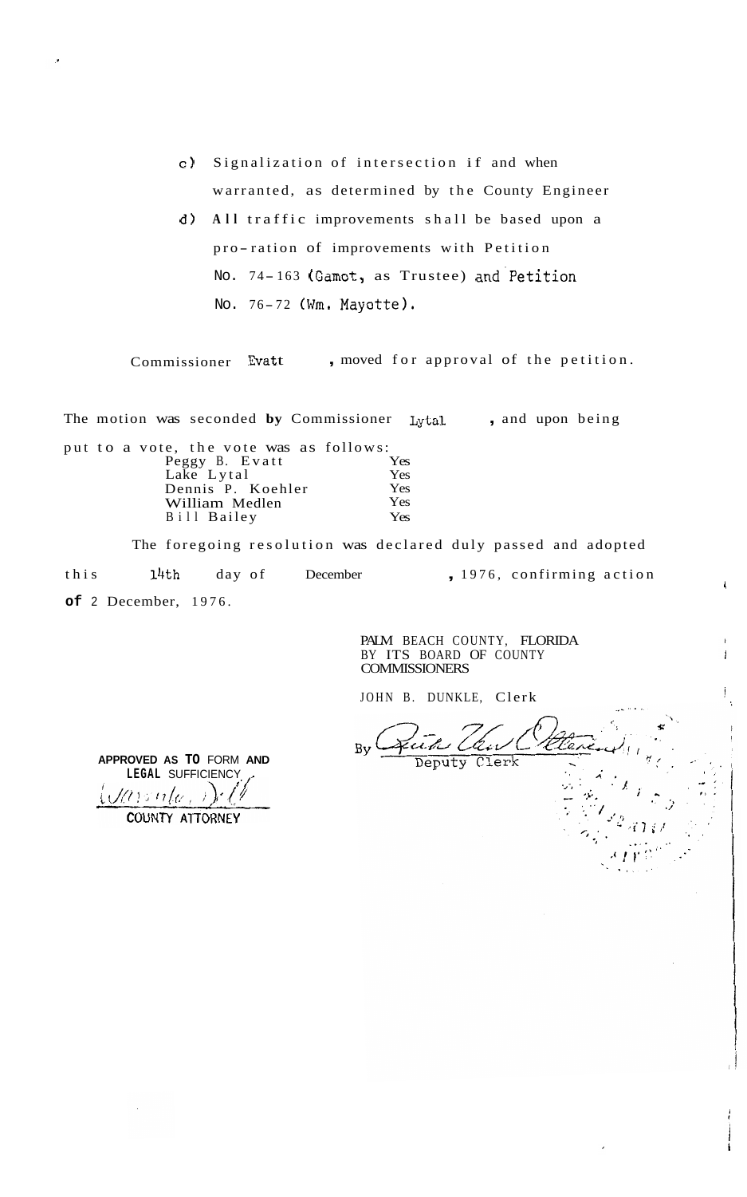c) Signalization of intersection if and when warranted, as determined by the County Engineer

d) All traffic improvements shall be based upon a pro-ration of improvements with Petition No. 74-163 (Gamot, as Trustee) and Petition No. 76-72 (Wm. Mayotte).

Commissioner Evatt, moved for approval of the petition.

The motion was seconded by Commissioner Lytal, and upon being put to a vote, the vote was as follows:

| | |
|---|---|
| Peggy B. Evatt | Yes |
| Lake Lytal | Yes |
| Dennis P. Koehler | Yes |
| William Medlen | Yes |
| Bill Bailey | Yes |

The foregoing resolution was declared duly passed and adopted this 14th day of December, 1976, confirming action of 2 December, 1976.

PALM BEACH COUNTY, FLORIDA
BY ITS BOARD OF COUNTY COMMISSIONERS

JOHN B. DUNKLE, Clerk

By ____________________
Deputy Clerk

APPROVED AS TO FORM AND LEGAL SUFFICIENCY

____________________
COUNTY ATTORNEY